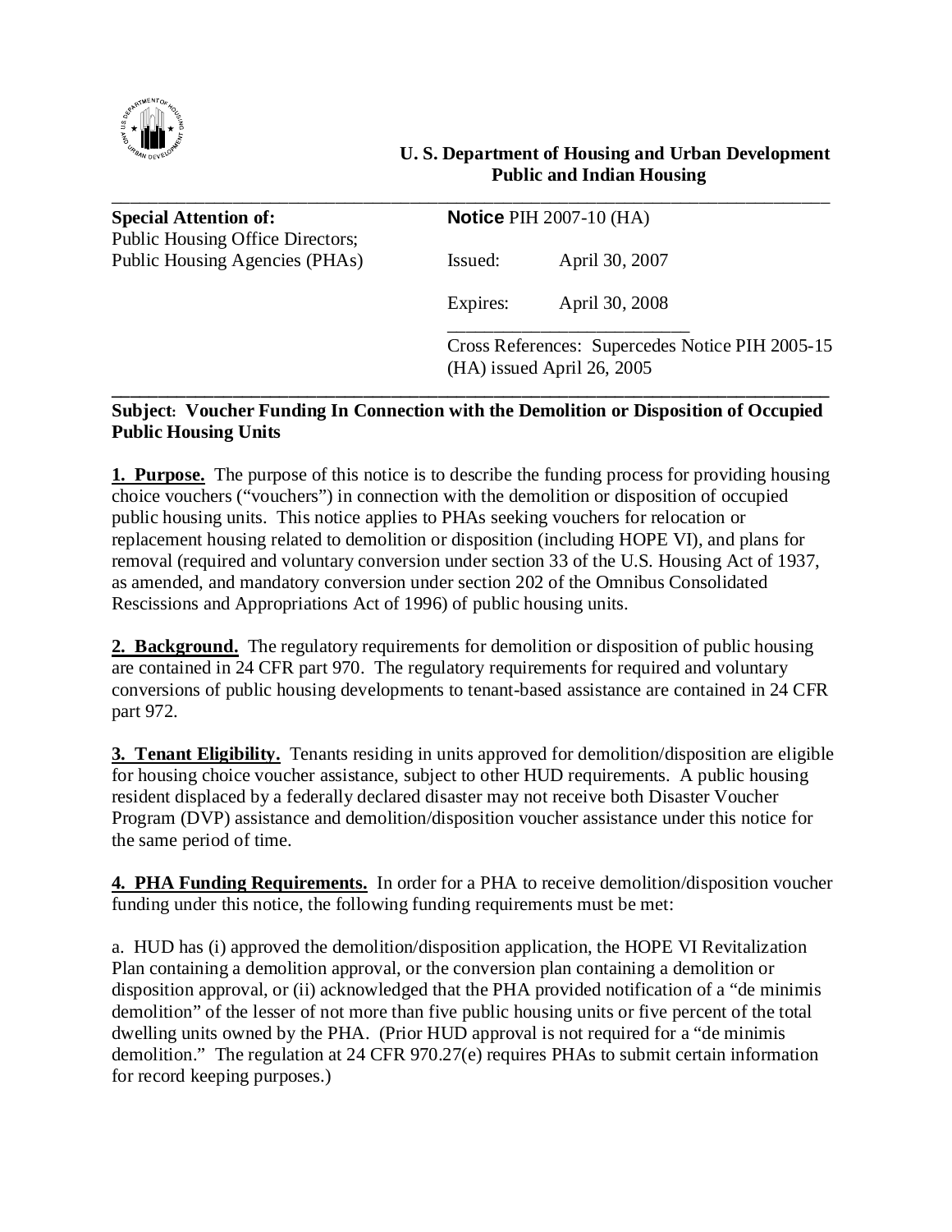**U. S. Department of Housing and Urban Development**
**Public and Indian Housing**

---

| | | |
|---|---|---|
| **Special Attention of:** | **Notice** PIH 2007-10 (HA) | |
| Public Housing Office Directors; Public Housing Agencies (PHAs) | Issued: | April 30, 2007 |
| | Expires: | April 30, 2008 |
| | Cross References: Supercedes Notice PIH 2005-15 (HA) issued April 26, 2005 | |

---

**Subject: Voucher Funding In Connection with the Demolition or Disposition of Occupied Public Housing Units**

**1. Purpose.** The purpose of this notice is to describe the funding process for providing housing choice vouchers ("vouchers") in connection with the demolition or disposition of occupied public housing units. This notice applies to PHAs seeking vouchers for relocation or replacement housing related to demolition or disposition (including HOPE VI), and plans for removal (required and voluntary conversion under section 33 of the U.S. Housing Act of 1937, as amended, and mandatory conversion under section 202 of the Omnibus Consolidated Rescissions and Appropriations Act of 1996) of public housing units.

**2. Background.** The regulatory requirements for demolition or disposition of public housing are contained in 24 CFR part 970. The regulatory requirements for required and voluntary conversions of public housing developments to tenant-based assistance are contained in 24 CFR part 972.

**3. Tenant Eligibility.** Tenants residing in units approved for demolition/disposition are eligible for housing choice voucher assistance, subject to other HUD requirements. A public housing resident displaced by a federally declared disaster may not receive both Disaster Voucher Program (DVP) assistance and demolition/disposition voucher assistance under this notice for the same period of time.

**4. PHA Funding Requirements.** In order for a PHA to receive demolition/disposition voucher funding under this notice, the following funding requirements must be met:

a. HUD has (i) approved the demolition/disposition application, the HOPE VI Revitalization Plan containing a demolition approval, or the conversion plan containing a demolition or disposition approval, or (ii) acknowledged that the PHA provided notification of a "de minimis demolition" of the lesser of not more than five public housing units or five percent of the total dwelling units owned by the PHA. (Prior HUD approval is not required for a "de minimis demolition." The regulation at 24 CFR 970.27(e) requires PHAs to submit certain information for record keeping purposes.)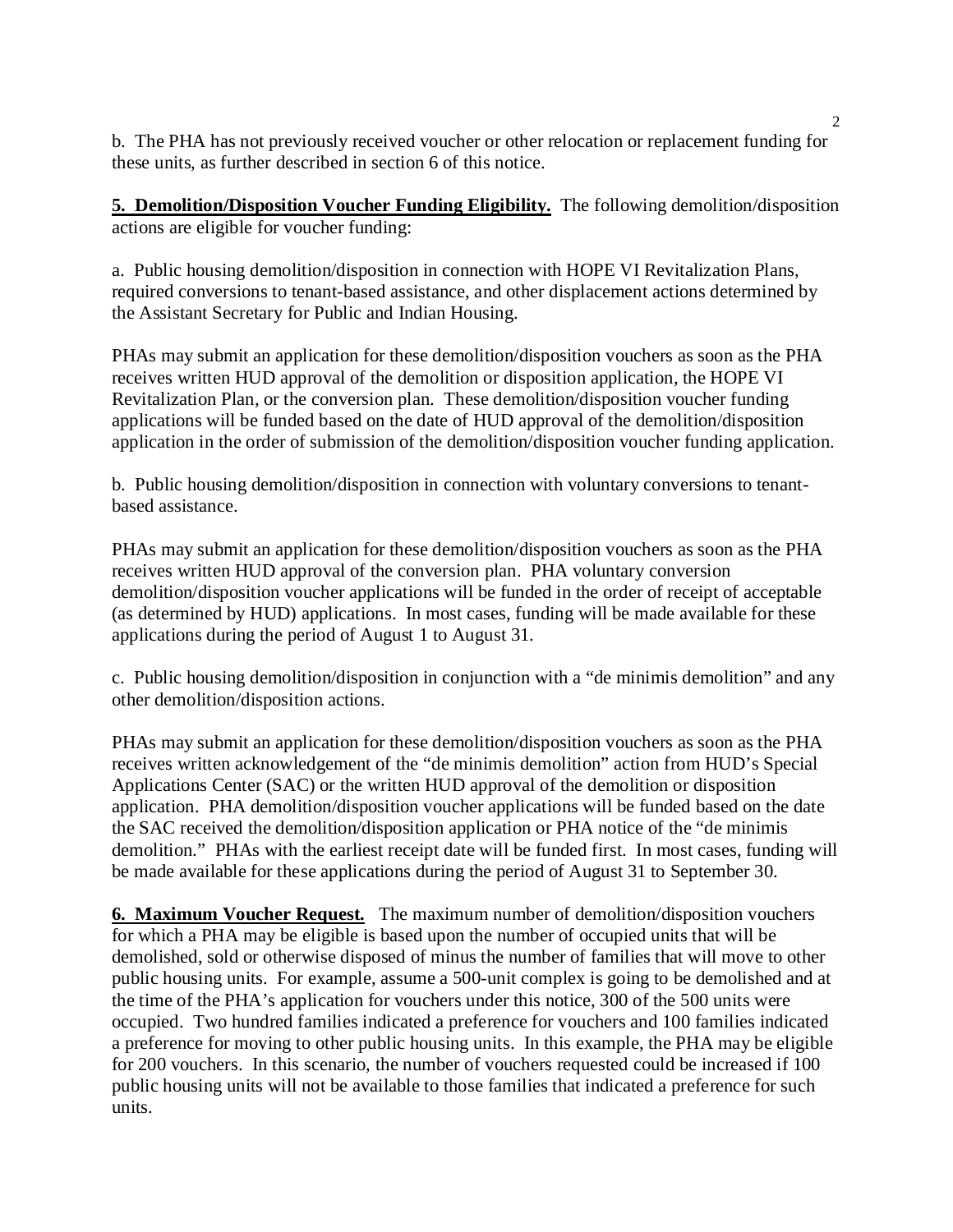b. The PHA has not previously received voucher or other relocation or replacement funding for these units, as further described in section 6 of this notice.

**5. Demolition/Disposition Voucher Funding Eligibility.** The following demolition/disposition actions are eligible for voucher funding:

a. Public housing demolition/disposition in connection with HOPE VI Revitalization Plans, required conversions to tenant-based assistance, and other displacement actions determined by the Assistant Secretary for Public and Indian Housing.

PHAs may submit an application for these demolition/disposition vouchers as soon as the PHA receives written HUD approval of the demolition or disposition application, the HOPE VI Revitalization Plan, or the conversion plan. These demolition/disposition voucher funding applications will be funded based on the date of HUD approval of the demolition/disposition application in the order of submission of the demolition/disposition voucher funding application.

b. Public housing demolition/disposition in connection with voluntary conversions to tenant-based assistance.

PHAs may submit an application for these demolition/disposition vouchers as soon as the PHA receives written HUD approval of the conversion plan. PHA voluntary conversion demolition/disposition voucher applications will be funded in the order of receipt of acceptable (as determined by HUD) applications. In most cases, funding will be made available for these applications during the period of August 1 to August 31.

c. Public housing demolition/disposition in conjunction with a "de minimis demolition" and any other demolition/disposition actions.

PHAs may submit an application for these demolition/disposition vouchers as soon as the PHA receives written acknowledgement of the "de minimis demolition" action from HUD's Special Applications Center (SAC) or the written HUD approval of the demolition or disposition application. PHA demolition/disposition voucher applications will be funded based on the date the SAC received the demolition/disposition application or PHA notice of the "de minimis demolition." PHAs with the earliest receipt date will be funded first. In most cases, funding will be made available for these applications during the period of August 31 to September 30.

**6. Maximum Voucher Request.** The maximum number of demolition/disposition vouchers for which a PHA may be eligible is based upon the number of occupied units that will be demolished, sold or otherwise disposed of minus the number of families that will move to other public housing units. For example, assume a 500-unit complex is going to be demolished and at the time of the PHA's application for vouchers under this notice, 300 of the 500 units were occupied. Two hundred families indicated a preference for vouchers and 100 families indicated a preference for moving to other public housing units. In this example, the PHA may be eligible for 200 vouchers. In this scenario, the number of vouchers requested could be increased if 100 public housing units will not be available to those families that indicated a preference for such units.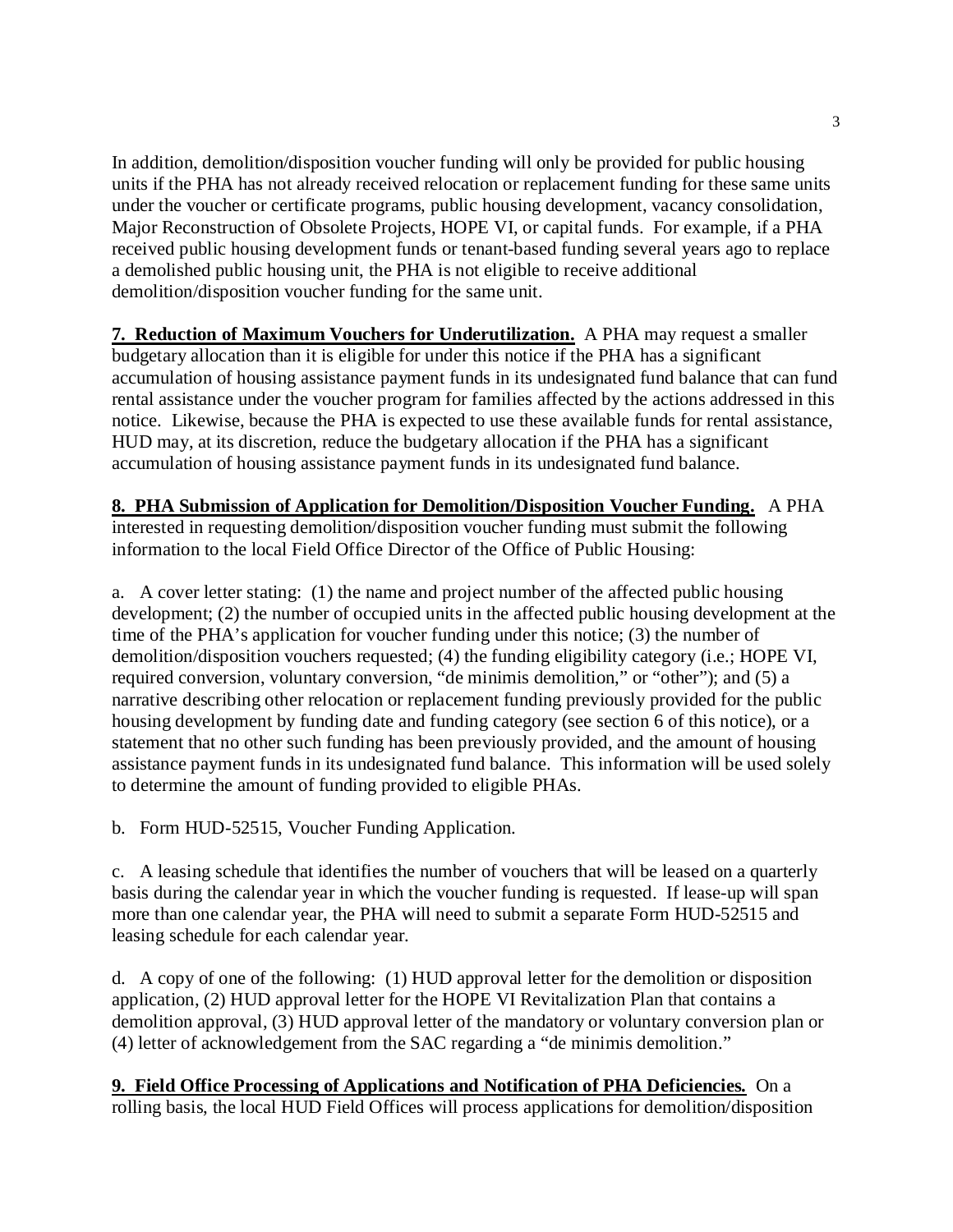In addition, demolition/disposition voucher funding will only be provided for public housing units if the PHA has not already received relocation or replacement funding for these same units under the voucher or certificate programs, public housing development, vacancy consolidation, Major Reconstruction of Obsolete Projects, HOPE VI, or capital funds. For example, if a PHA received public housing development funds or tenant-based funding several years ago to replace a demolished public housing unit, the PHA is not eligible to receive additional demolition/disposition voucher funding for the same unit.

**7. Reduction of Maximum Vouchers for Underutilization.** A PHA may request a smaller budgetary allocation than it is eligible for under this notice if the PHA has a significant accumulation of housing assistance payment funds in its undesignated fund balance that can fund rental assistance under the voucher program for families affected by the actions addressed in this notice. Likewise, because the PHA is expected to use these available funds for rental assistance, HUD may, at its discretion, reduce the budgetary allocation if the PHA has a significant accumulation of housing assistance payment funds in its undesignated fund balance.

**8. PHA Submission of Application for Demolition/Disposition Voucher Funding.** A PHA interested in requesting demolition/disposition voucher funding must submit the following information to the local Field Office Director of the Office of Public Housing:

a. A cover letter stating: (1) the name and project number of the affected public housing development; (2) the number of occupied units in the affected public housing development at the time of the PHA's application for voucher funding under this notice; (3) the number of demolition/disposition vouchers requested; (4) the funding eligibility category (i.e.; HOPE VI, required conversion, voluntary conversion, "de minimis demolition," or "other"); and (5) a narrative describing other relocation or replacement funding previously provided for the public housing development by funding date and funding category (see section 6 of this notice), or a statement that no other such funding has been previously provided, and the amount of housing assistance payment funds in its undesignated fund balance. This information will be used solely to determine the amount of funding provided to eligible PHAs.

b. Form HUD-52515, Voucher Funding Application.

c. A leasing schedule that identifies the number of vouchers that will be leased on a quarterly basis during the calendar year in which the voucher funding is requested. If lease-up will span more than one calendar year, the PHA will need to submit a separate Form HUD-52515 and leasing schedule for each calendar year.

d. A copy of one of the following: (1) HUD approval letter for the demolition or disposition application, (2) HUD approval letter for the HOPE VI Revitalization Plan that contains a demolition approval, (3) HUD approval letter of the mandatory or voluntary conversion plan or (4) letter of acknowledgement from the SAC regarding a "de minimis demolition."

**9. Field Office Processing of Applications and Notification of PHA Deficiencies.** On a rolling basis, the local HUD Field Offices will process applications for demolition/disposition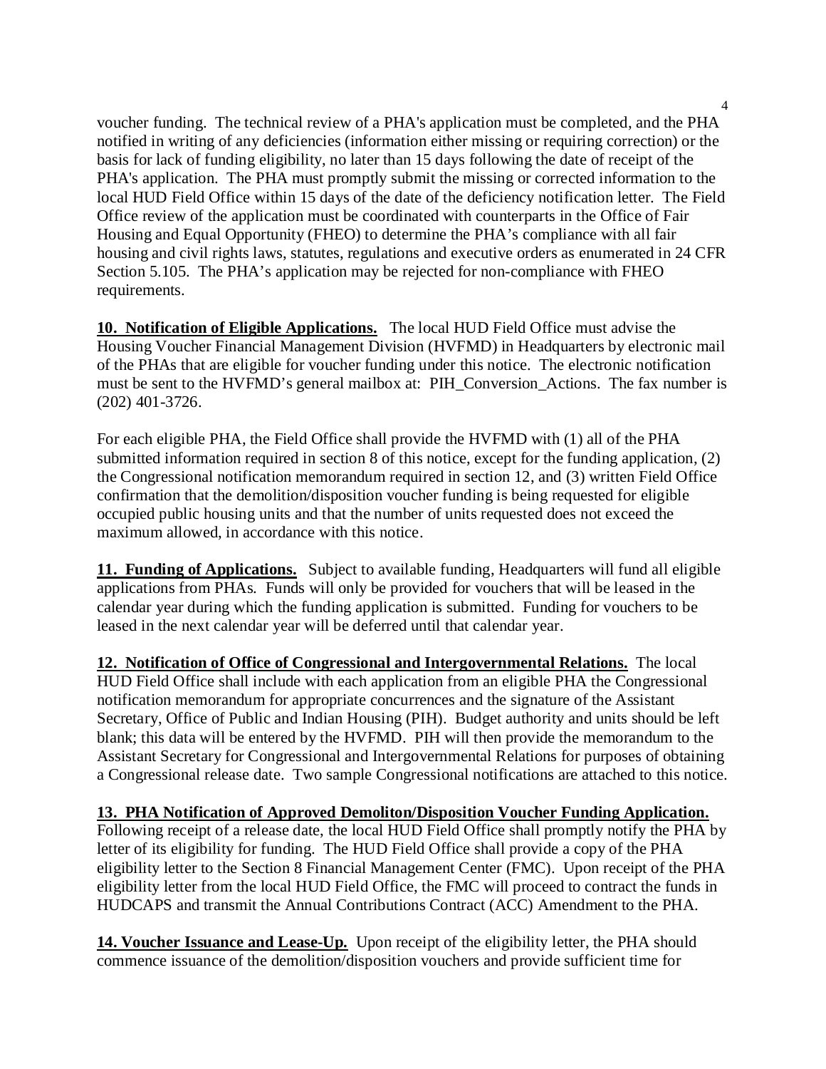voucher funding. The technical review of a PHA's application must be completed, and the PHA notified in writing of any deficiencies (information either missing or requiring correction) or the basis for lack of funding eligibility, no later than 15 days following the date of receipt of the PHA's application. The PHA must promptly submit the missing or corrected information to the local HUD Field Office within 15 days of the date of the deficiency notification letter. The Field Office review of the application must be coordinated with counterparts in the Office of Fair Housing and Equal Opportunity (FHEO) to determine the PHA's compliance with all fair housing and civil rights laws, statutes, regulations and executive orders as enumerated in 24 CFR Section 5.105. The PHA's application may be rejected for non-compliance with FHEO requirements.

**10. Notification of Eligible Applications.** The local HUD Field Office must advise the Housing Voucher Financial Management Division (HVFMD) in Headquarters by electronic mail of the PHAs that are eligible for voucher funding under this notice. The electronic notification must be sent to the HVFMD's general mailbox at: PIH_Conversion_Actions. The fax number is (202) 401-3726.

For each eligible PHA, the Field Office shall provide the HVFMD with (1) all of the PHA submitted information required in section 8 of this notice, except for the funding application, (2) the Congressional notification memorandum required in section 12, and (3) written Field Office confirmation that the demolition/disposition voucher funding is being requested for eligible occupied public housing units and that the number of units requested does not exceed the maximum allowed, in accordance with this notice.

**11. Funding of Applications.** Subject to available funding, Headquarters will fund all eligible applications from PHAs. Funds will only be provided for vouchers that will be leased in the calendar year during which the funding application is submitted. Funding for vouchers to be leased in the next calendar year will be deferred until that calendar year.

**12. Notification of Office of Congressional and Intergovernmental Relations.** The local HUD Field Office shall include with each application from an eligible PHA the Congressional notification memorandum for appropriate concurrences and the signature of the Assistant Secretary, Office of Public and Indian Housing (PIH). Budget authority and units should be left blank; this data will be entered by the HVFMD. PIH will then provide the memorandum to the Assistant Secretary for Congressional and Intergovernmental Relations for purposes of obtaining a Congressional release date. Two sample Congressional notifications are attached to this notice.

**13. PHA Notification of Approved Demoliton/Disposition Voucher Funding Application.** Following receipt of a release date, the local HUD Field Office shall promptly notify the PHA by letter of its eligibility for funding. The HUD Field Office shall provide a copy of the PHA eligibility letter to the Section 8 Financial Management Center (FMC). Upon receipt of the PHA eligibility letter from the local HUD Field Office, the FMC will proceed to contract the funds in HUDCAPS and transmit the Annual Contributions Contract (ACC) Amendment to the PHA.

**14. Voucher Issuance and Lease-Up.** Upon receipt of the eligibility letter, the PHA should commence issuance of the demolition/disposition vouchers and provide sufficient time for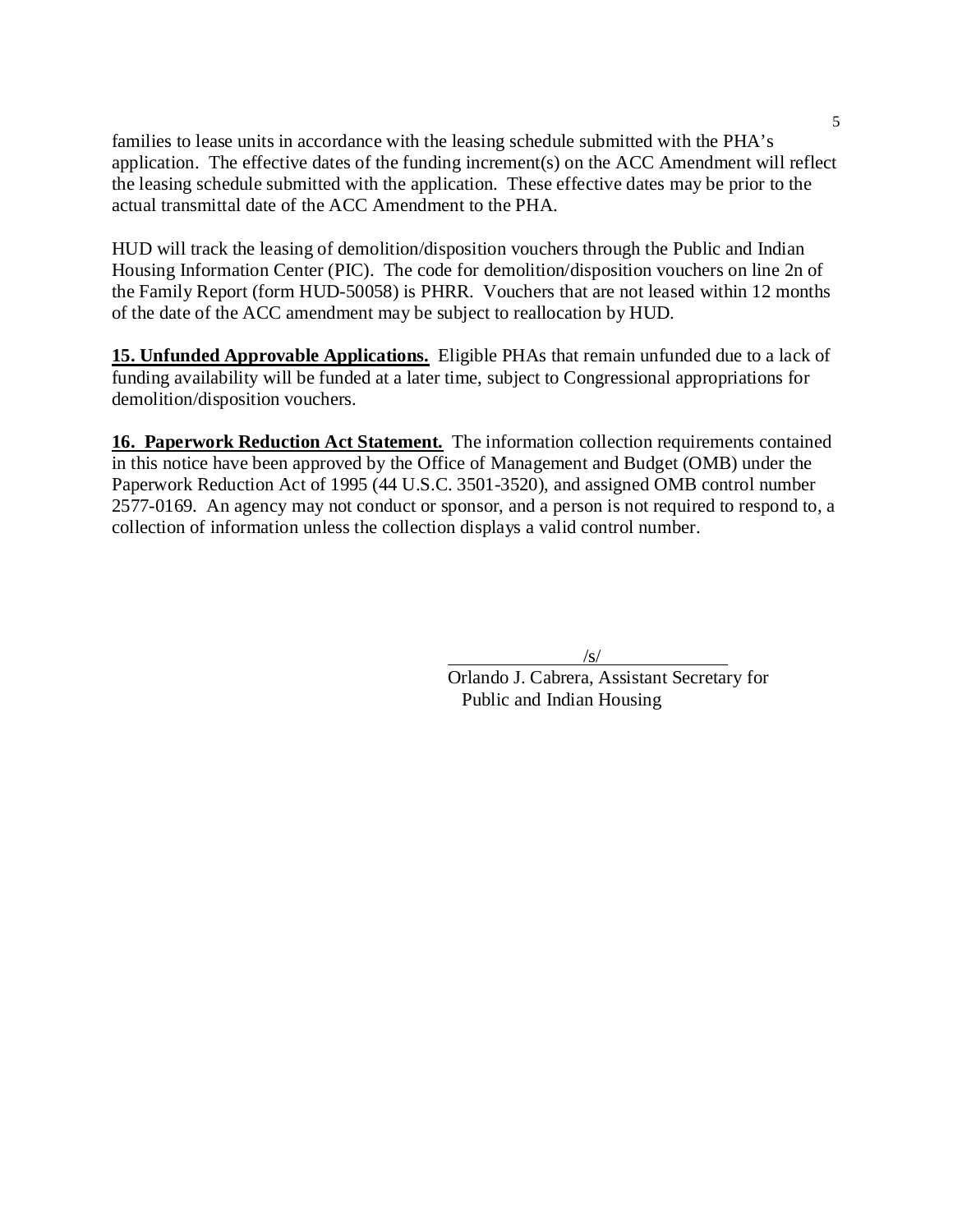families to lease units in accordance with the leasing schedule submitted with the PHA's application. The effective dates of the funding increment(s) on the ACC Amendment will reflect the leasing schedule submitted with the application. These effective dates may be prior to the actual transmittal date of the ACC Amendment to the PHA.

HUD will track the leasing of demolition/disposition vouchers through the Public and Indian Housing Information Center (PIC). The code for demolition/disposition vouchers on line 2n of the Family Report (form HUD-50058) is PHRR. Vouchers that are not leased within 12 months of the date of the ACC amendment may be subject to reallocation by HUD.

**15. Unfunded Approvable Applications.** Eligible PHAs that remain unfunded due to a lack of funding availability will be funded at a later time, subject to Congressional appropriations for demolition/disposition vouchers.

**16. Paperwork Reduction Act Statement.** The information collection requirements contained in this notice have been approved by the Office of Management and Budget (OMB) under the Paperwork Reduction Act of 1995 (44 U.S.C. 3501-3520), and assigned OMB control number 2577-0169. An agency may not conduct or sponsor, and a person is not required to respond to, a collection of information unless the collection displays a valid control number.

/s/

Orlando J. Cabrera, Assistant Secretary for Public and Indian Housing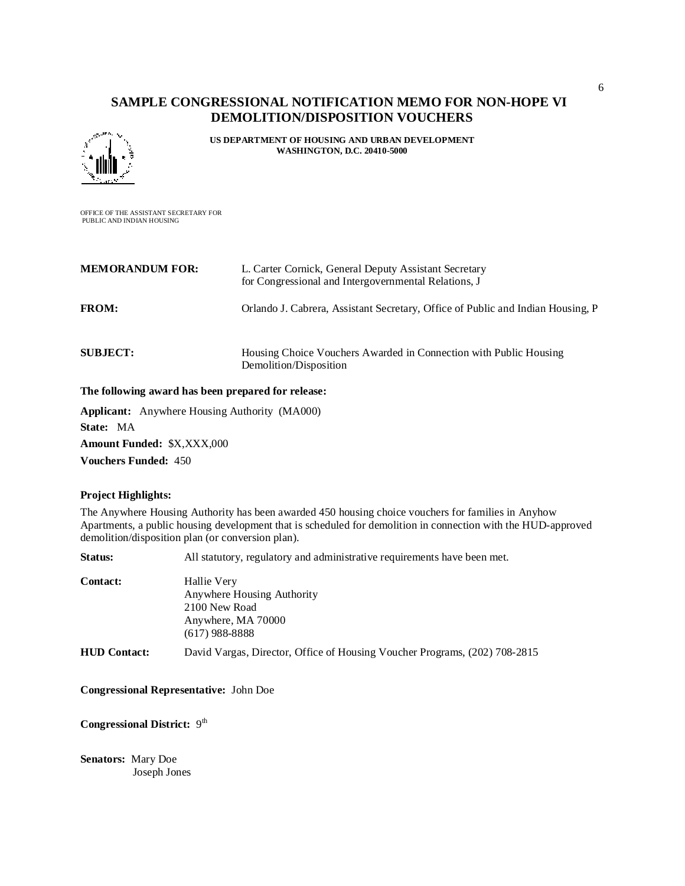# SAMPLE CONGRESSIONAL NOTIFICATION MEMO FOR NON-HOPE VI DEMOLITION/DISPOSITION VOUCHERS

**US DEPARTMENT OF HOUSING AND URBAN DEVELOPMENT**
**WASHINGTON, D.C. 20410-5000**

OFFICE OF THE ASSISTANT SECRETARY FOR
PUBLIC AND INDIAN HOUSING

**MEMORANDUM FOR:** L. Carter Cornick, General Deputy Assistant Secretary for Congressional and Intergovernmental Relations, J

**FROM:** Orlando J. Cabrera, Assistant Secretary, Office of Public and Indian Housing, P

**SUBJECT:** Housing Choice Vouchers Awarded in Connection with Public Housing Demolition/Disposition

**The following award has been prepared for release:**

**Applicant:** Anywhere Housing Authority (MA000)

**State:** MA

**Amount Funded:** $X,XXX,000

**Vouchers Funded:** 450

**Project Highlights:**

The Anywhere Housing Authority has been awarded 450 housing choice vouchers for families in Anyhow Apartments, a public housing development that is scheduled for demolition in connection with the HUD-approved demolition/disposition plan (or conversion plan).

**Status:** All statutory, regulatory and administrative requirements have been met.

**Contact:** Hallie Very
Anywhere Housing Authority
2100 New Road
Anywhere, MA 70000
(617) 988-8888

**HUD Contact:** David Vargas, Director, Office of Housing Voucher Programs, (202) 708-2815

**Congressional Representative:** John Doe

**Congressional District:** 9th

**Senators:** Mary Doe
Joseph Jones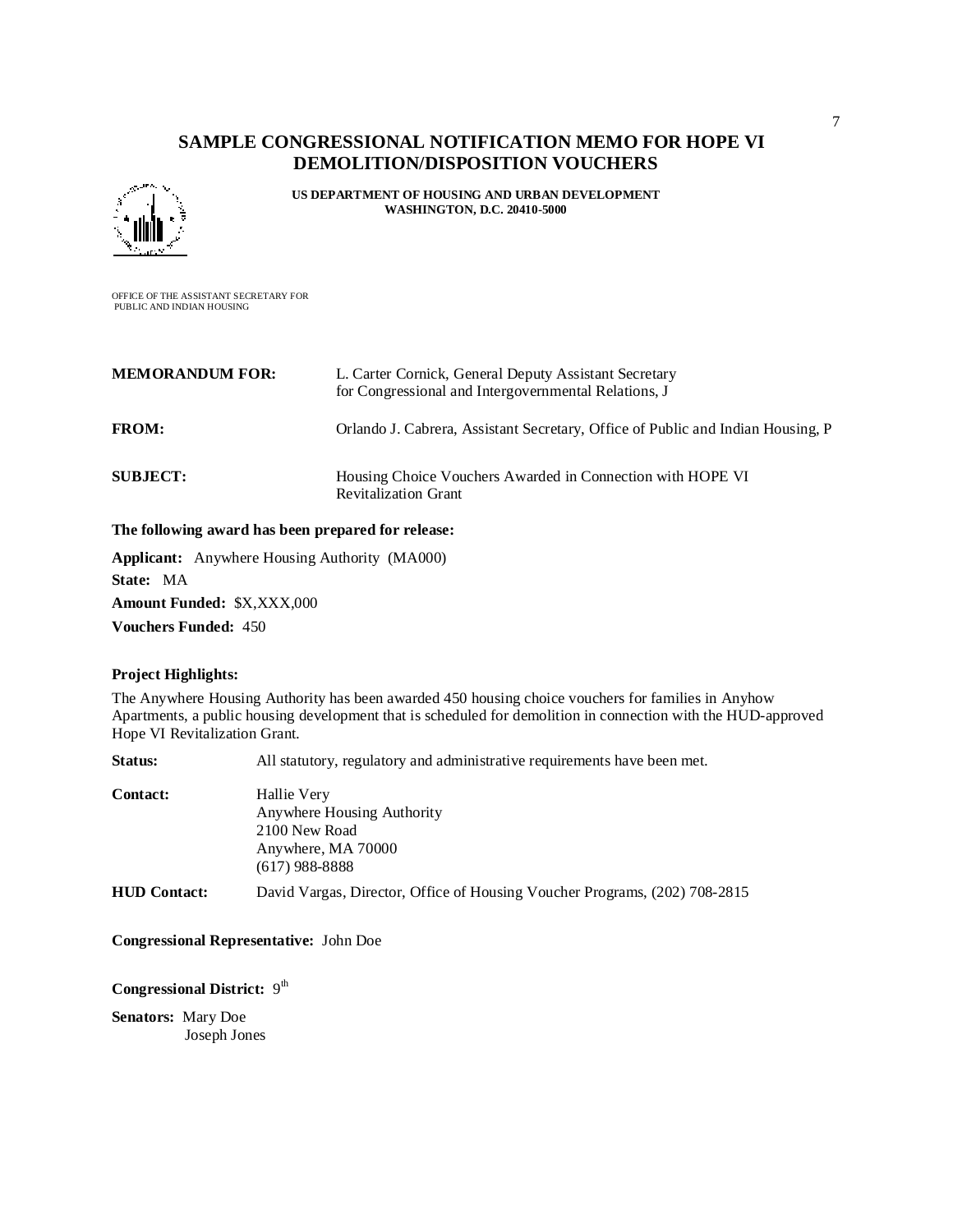# SAMPLE CONGRESSIONAL NOTIFICATION MEMO FOR HOPE VI DEMOLITION/DISPOSITION VOUCHERS

**US DEPARTMENT OF HOUSING AND URBAN DEVELOPMENT**
**WASHINGTON, D.C. 20410-5000**

OFFICE OF THE ASSISTANT SECRETARY FOR
PUBLIC AND INDIAN HOUSING

| | |
|---|---|
| **MEMORANDUM FOR:** | L. Carter Cornick, General Deputy Assistant Secretary for Congressional and Intergovernmental Relations, J |
| **FROM:** | Orlando J. Cabrera, Assistant Secretary, Office of Public and Indian Housing, P |
| **SUBJECT:** | Housing Choice Vouchers Awarded in Connection with HOPE VI Revitalization Grant |

**The following award has been prepared for release:**

**Applicant:** Anywhere Housing Authority (MA000)

**State:** MA

**Amount Funded:** $X,XXX,000

**Vouchers Funded:** 450

**Project Highlights:**

The Anywhere Housing Authority has been awarded 450 housing choice vouchers for families in Anyhow Apartments, a public housing development that is scheduled for demolition in connection with the HUD-approved Hope VI Revitalization Grant.

**Status:** All statutory, regulatory and administrative requirements have been met.

**Contact:** Hallie Very
Anywhere Housing Authority
2100 New Road
Anywhere, MA 70000
(617) 988-8888

**HUD Contact:** David Vargas, Director, Office of Housing Voucher Programs, (202) 708-2815

**Congressional Representative:** John Doe

**Congressional District:** 9th

**Senators:** Mary Doe
Joseph Jones